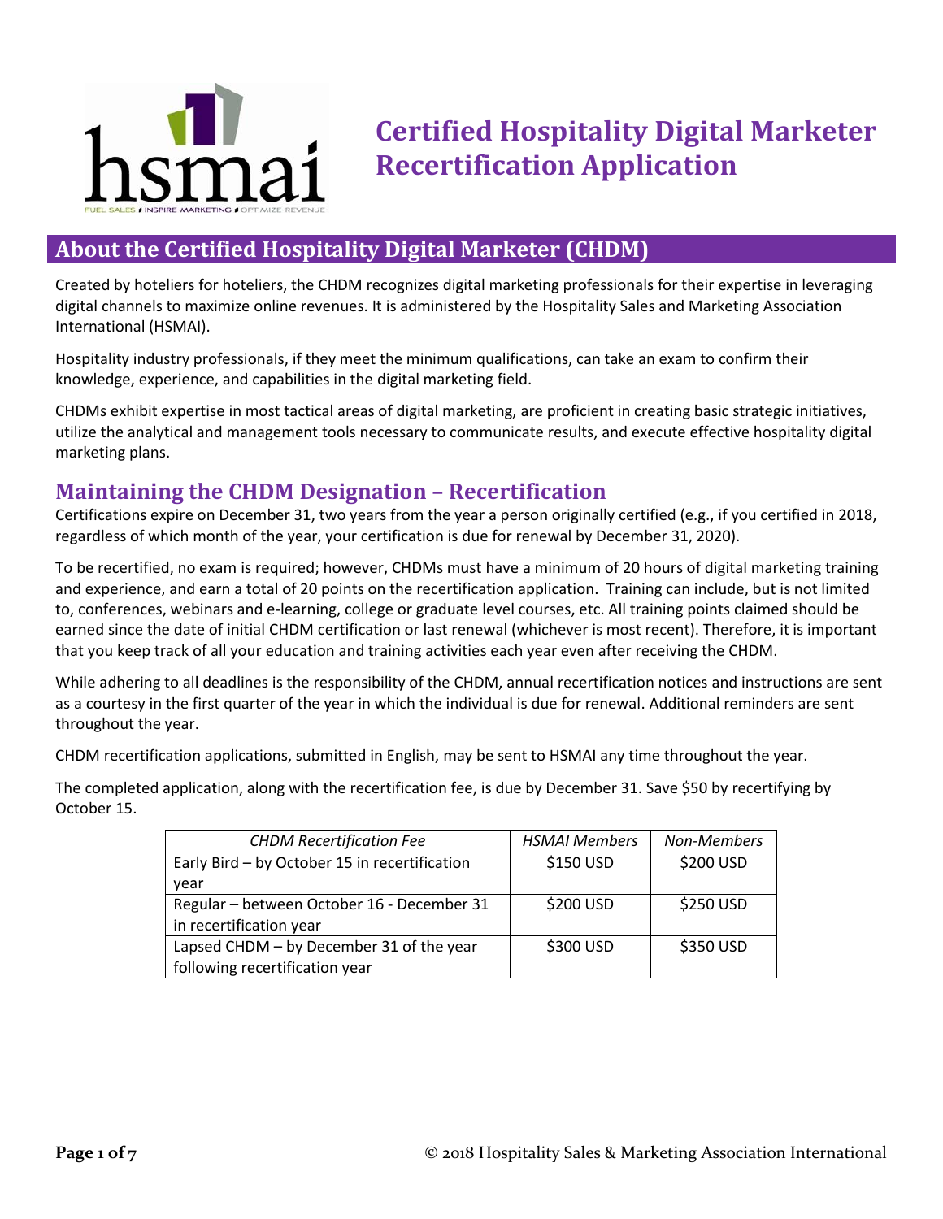# Certified Hospitality Digital Marketer Recertification Application

## About the Certified Hospitality Digital Marketer (CHDM)

Created by hoteliers for hoteliers, the CHDM recognizes digital marketing professionals for their expertise in leveraging digital channels to maximize online revenues. It is administered by the Hospitality Sales and Marketing Association International (HSMAI).

Hospitality industry professionals, if they meet the minimum qualifications, can take an exam to confirm their knowledge, experience, and capabilities in the digital marketing field.

CHDMs exhibit expertise in most tactical areas of digital marketing, are proficient in creating basic strategic initiatives, utilize the analytical and management tools necessary to communicate results, and execute effective hospitality digital marketing plans.

## Maintaining the CHDM Designation – Recertification

Certifications expire on December 31, two years from the year a person originally certified (e.g., if you certified in 2018, regardless of which month of the year, your certification is due for renewal by December 31, 2020).

To be recertified, no exam is required; however, CHDMs must have a minimum of 20 hours of digital marketing training and experience, and earn a total of 20 points on the recertification application. Training can include, but is not limited to, conferences, webinars and e-learning, college or graduate level courses, etc. All training points claimed should be earned since the date of initial CHDM certification or last renewal (whichever is most recent). Therefore, it is important that you keep track of all your education and training activities each year even after receiving the CHDM.

While adhering to all deadlines is the responsibility of the CHDM, annual recertification notices and instructions are sent as a courtesy in the first quarter of the year in which the individual is due for renewal. Additional reminders are sent throughout the year.

CHDM recertification applications, submitted in English, may be sent to HSMAI any time throughout the year.

The completed application, along with the recertification fee, is due by December 31. Save $50 by recertifying by October 15.

| *CHDM Recertification Fee* | *HSMAI Members* | *Non-Members* |
|---|---|---|
| Early Bird – by October 15 in recertification year | $150 USD | $200 USD |
| Regular – between October 16 - December 31 in recertification year | $200 USD | $250 USD |
| Lapsed CHDM – by December 31 of the year following recertification year | $300 USD | $350 USD |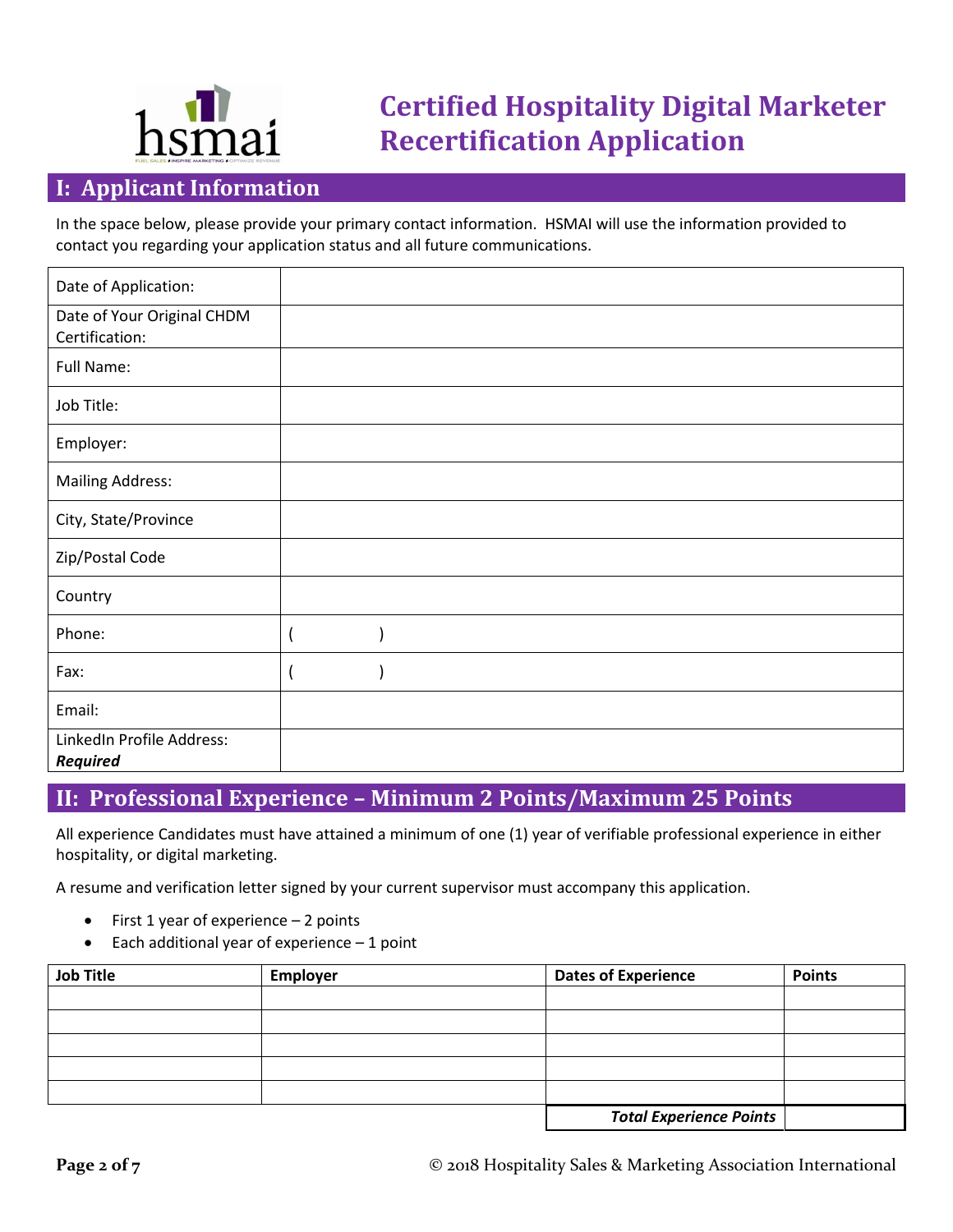# Certified Hospitality Digital Marketer Recertification Application

## I: Applicant Information

In the space below, please provide your primary contact information. HSMAI will use the information provided to contact you regarding your application status and all future communications.

| | |
|---|---|
| Date of Application: | |
| Date of Your Original CHDM Certification: | |
| Full Name: | |
| Job Title: | |
| Employer: | |
| Mailing Address: | |
| City, State/Province | |
| Zip/Postal Code | |
| Country | |
| Phone: | (          ) |
| Fax: | (          ) |
| Email: | |
| LinkedIn Profile Address: ***Required*** | |

## II: Professional Experience – Minimum 2 Points/Maximum 25 Points

All experience Candidates must have attained a minimum of one (1) year of verifiable professional experience in either hospitality, or digital marketing.

A resume and verification letter signed by your current supervisor must accompany this application.

- First 1 year of experience – 2 points
- Each additional year of experience – 1 point

| Job Title | Employer | Dates of Experience | Points |
|---|---|---|---|
| | | | |
| | | | |
| | | | |
| | | | |
| | | | |
| | | ***Total Experience Points*** | |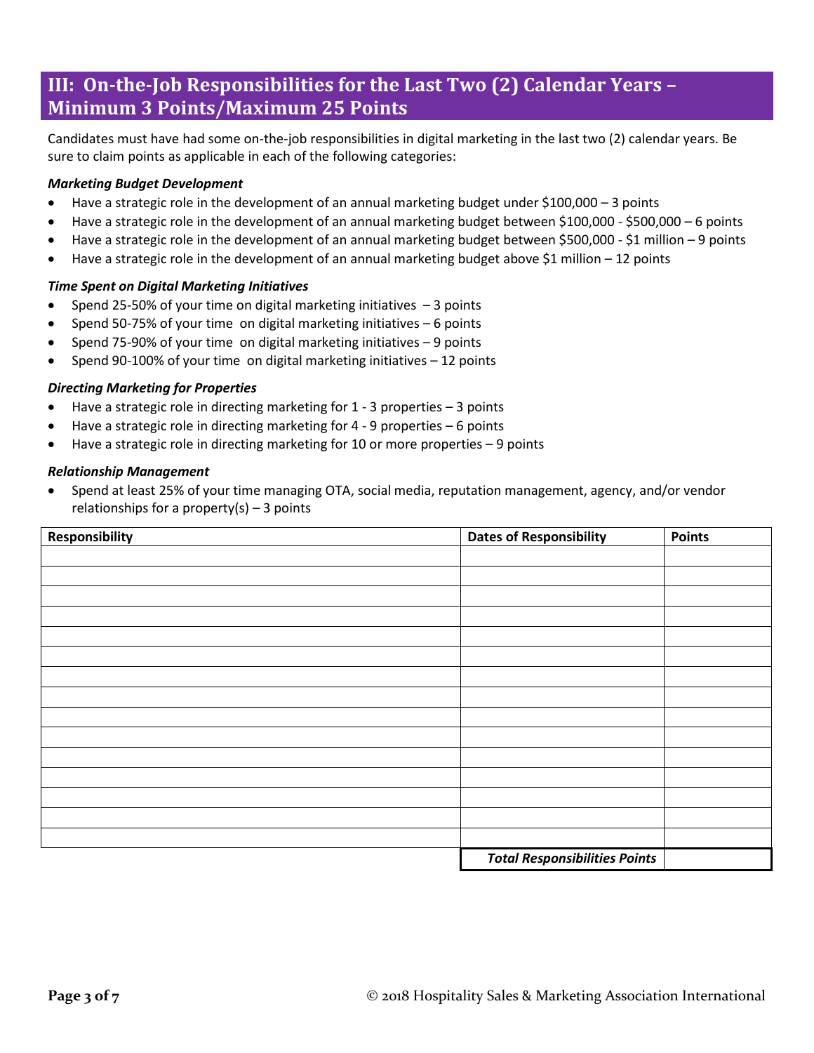## III: On-the-Job Responsibilities for the Last Two (2) Calendar Years – Minimum 3 Points/Maximum 25 Points

Candidates must have had some on-the-job responsibilities in digital marketing in the last two (2) calendar years. Be sure to claim points as applicable in each of the following categories:

***Marketing Budget Development***

- Have a strategic role in the development of an annual marketing budget under $100,000 – 3 points
- Have a strategic role in the development of an annual marketing budget between $100,000 - $500,000 – 6 points
- Have a strategic role in the development of an annual marketing budget between $500,000 - $1 million – 9 points
- Have a strategic role in the development of an annual marketing budget above $1 million – 12 points

***Time Spent on Digital Marketing Initiatives***

- Spend 25-50% of your time on digital marketing initiatives – 3 points
- Spend 50-75% of your time on digital marketing initiatives – 6 points
- Spend 75-90% of your time on digital marketing initiatives – 9 points
- Spend 90-100% of your time on digital marketing initiatives – 12 points

***Directing Marketing for Properties***

- Have a strategic role in directing marketing for 1 - 3 properties – 3 points
- Have a strategic role in directing marketing for 4 - 9 properties – 6 points
- Have a strategic role in directing marketing for 10 or more properties – 9 points

***Relationship Management***

- Spend at least 25% of your time managing OTA, social media, reputation management, agency, and/or vendor relationships for a property(s) – 3 points

| Responsibility | Dates of Responsibility | Points |
|---|---|---|
| | | |
| | | |
| | | |
| | | |
| | | |
| | | |
| | | |
| | | |
| | | |
| | | |
| | | |
| | | |
| | | |
| | | |
| | | |
| | ***Total Responsibilities Points*** | |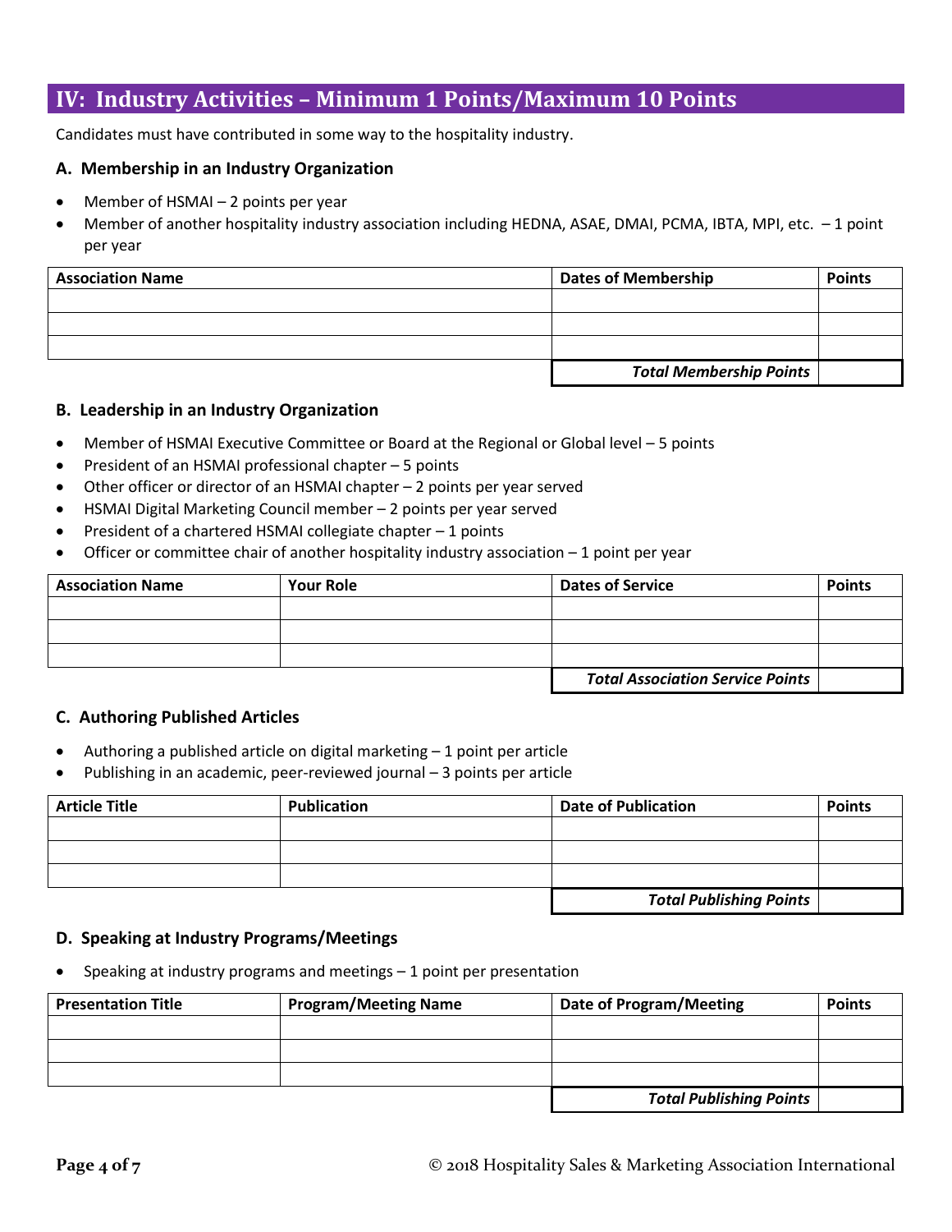## IV: Industry Activities – Minimum 1 Points/Maximum 10 Points

Candidates must have contributed in some way to the hospitality industry.

### A. Membership in an Industry Organization

- Member of HSMAI – 2 points per year
- Member of another hospitality industry association including HEDNA, ASAE, DMAI, PCMA, IBTA, MPI, etc. – 1 point per year

| Association Name | Dates of Membership | Points |
|---|---|---|
| | | |
| | | |
| | | |
| | ***Total Membership Points*** | |

### B. Leadership in an Industry Organization

- Member of HSMAI Executive Committee or Board at the Regional or Global level – 5 points
- President of an HSMAI professional chapter – 5 points
- Other officer or director of an HSMAI chapter – 2 points per year served
- HSMAI Digital Marketing Council member – 2 points per year served
- President of a chartered HSMAI collegiate chapter – 1 points
- Officer or committee chair of another hospitality industry association – 1 point per year

| Association Name | Your Role | Dates of Service | Points |
|---|---|---|---|
| | | | |
| | | | |
| | | | |
| | | ***Total Association Service Points*** | |

### C. Authoring Published Articles

- Authoring a published article on digital marketing – 1 point per article
- Publishing in an academic, peer-reviewed journal – 3 points per article

| Article Title | Publication | Date of Publication | Points |
|---|---|---|---|
| | | | |
| | | | |
| | | | |
| | | ***Total Publishing Points*** | |

### D. Speaking at Industry Programs/Meetings

- Speaking at industry programs and meetings – 1 point per presentation

| Presentation Title | Program/Meeting Name | Date of Program/Meeting | Points |
|---|---|---|---|
| | | | |
| | | | |
| | | | |
| | | ***Total Publishing Points*** | |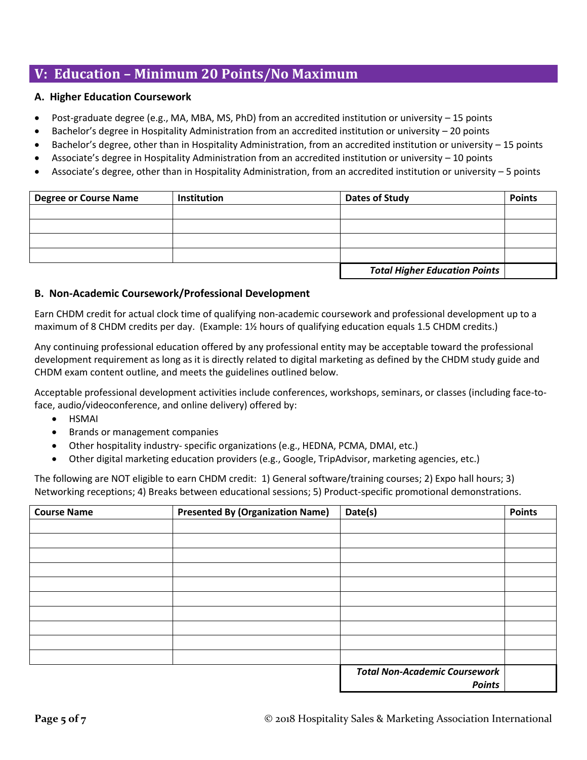## V: Education – Minimum 20 Points/No Maximum

### A. Higher Education Coursework

- Post-graduate degree (e.g., MA, MBA, MS, PhD) from an accredited institution or university – 15 points
- Bachelor's degree in Hospitality Administration from an accredited institution or university – 20 points
- Bachelor's degree, other than in Hospitality Administration, from an accredited institution or university – 15 points
- Associate's degree in Hospitality Administration from an accredited institution or university – 10 points
- Associate's degree, other than in Hospitality Administration, from an accredited institution or university – 5 points

| Degree or Course Name | Institution | Dates of Study | Points |
|---|---|---|---|
| | | | |
| | | | |
| | | | |
| | | | |
| | | ***Total Higher Education Points*** | |

### B. Non-Academic Coursework/Professional Development

Earn CHDM credit for actual clock time of qualifying non-academic coursework and professional development up to a maximum of 8 CHDM credits per day. (Example: 1½ hours of qualifying education equals 1.5 CHDM credits.)

Any continuing professional education offered by any professional entity may be acceptable toward the professional development requirement as long as it is directly related to digital marketing as defined by the CHDM study guide and CHDM exam content outline, and meets the guidelines outlined below.

Acceptable professional development activities include conferences, workshops, seminars, or classes (including face-to-face, audio/videoconference, and online delivery) offered by:

- HSMAI
- Brands or management companies
- Other hospitality industry- specific organizations (e.g., HEDNA, PCMA, DMAI, etc.)
- Other digital marketing education providers (e.g., Google, TripAdvisor, marketing agencies, etc.)

The following are NOT eligible to earn CHDM credit: 1) General software/training courses; 2) Expo hall hours; 3) Networking receptions; 4) Breaks between educational sessions; 5) Product-specific promotional demonstrations.

| Course Name | Presented By (Organization Name) | Date(s) | Points |
|---|---|---|---|
| | | | |
| | | | |
| | | | |
| | | | |
| | | | |
| | | | |
| | | | |
| | | | |
| | | | |
| | | | |
| | | ***Total Non-Academic Coursework Points*** | |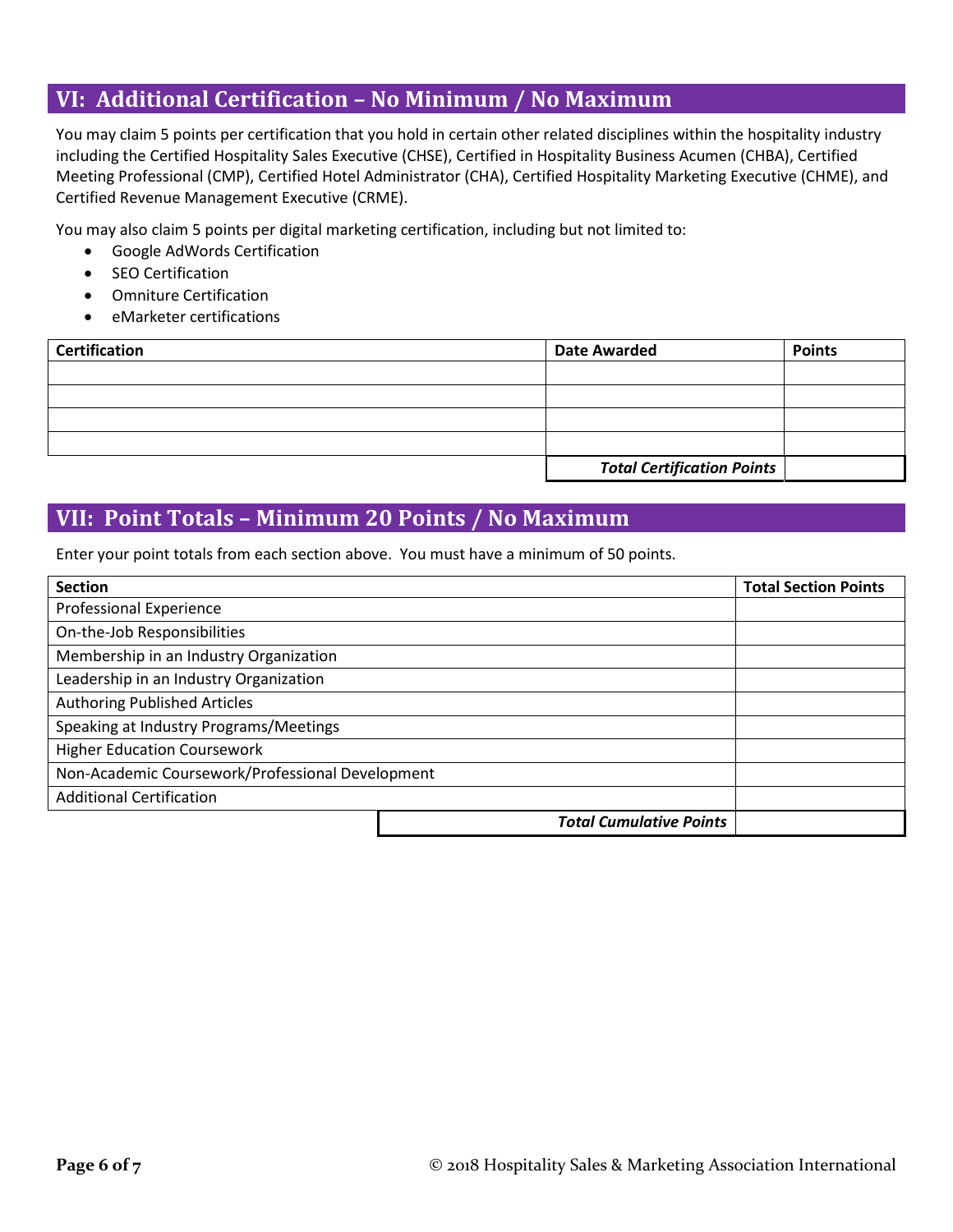## VI: Additional Certification – No Minimum / No Maximum

You may claim 5 points per certification that you hold in certain other related disciplines within the hospitality industry including the Certified Hospitality Sales Executive (CHSE), Certified in Hospitality Business Acumen (CHBA), Certified Meeting Professional (CMP), Certified Hotel Administrator (CHA), Certified Hospitality Marketing Executive (CHME), and Certified Revenue Management Executive (CRME).

You may also claim 5 points per digital marketing certification, including but not limited to:

- Google AdWords Certification
- SEO Certification
- Omniture Certification
- eMarketer certifications

| Certification | Date Awarded | Points |
|---|---|---|
| | | |
| | | |
| | | |
| | | |
| | ***Total Certification Points*** | |

## VII: Point Totals – Minimum 20 Points / No Maximum

Enter your point totals from each section above. You must have a minimum of 50 points.

| Section | Total Section Points |
|---|---|
| Professional Experience | |
| On-the-Job Responsibilities | |
| Membership in an Industry Organization | |
| Leadership in an Industry Organization | |
| Authoring Published Articles | |
| Speaking at Industry Programs/Meetings | |
| Higher Education Coursework | |
| Non-Academic Coursework/Professional Development | |
| Additional Certification | |
| ***Total Cumulative Points*** | |

© 2018 Hospitality Sales & Marketing Association International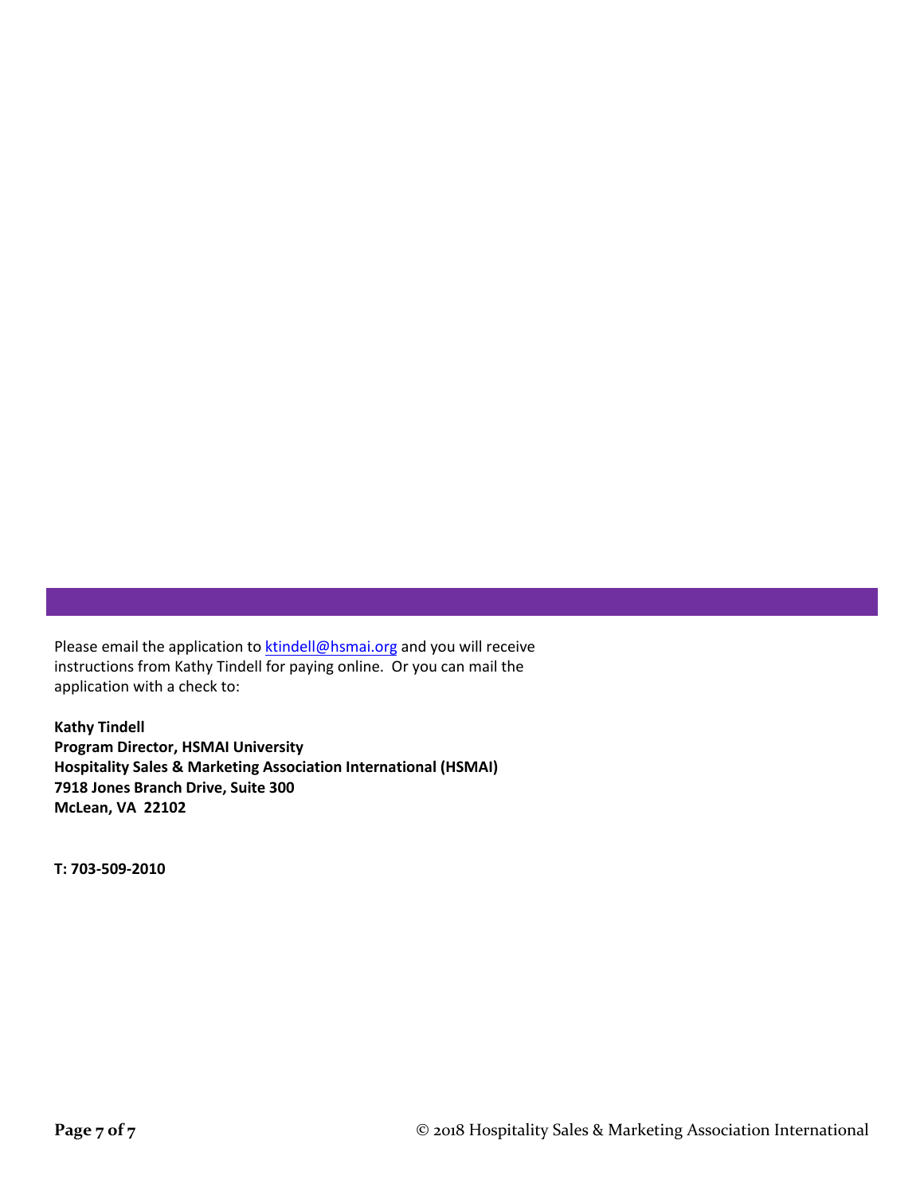Please email the application to [ktindell@hsmai.org](mailto:ktindell@hsmai.org) and you will receive instructions from Kathy Tindell for paying online. Or you can mail the application with a check to:

**Kathy Tindell**
**Program Director, HSMAI University**
**Hospitality Sales & Marketing Association International (HSMAI)**
**7918 Jones Branch Drive, Suite 300**
**McLean, VA 22102**

**T: 703-509-2010**

© 2018 Hospitality Sales & Marketing Association International